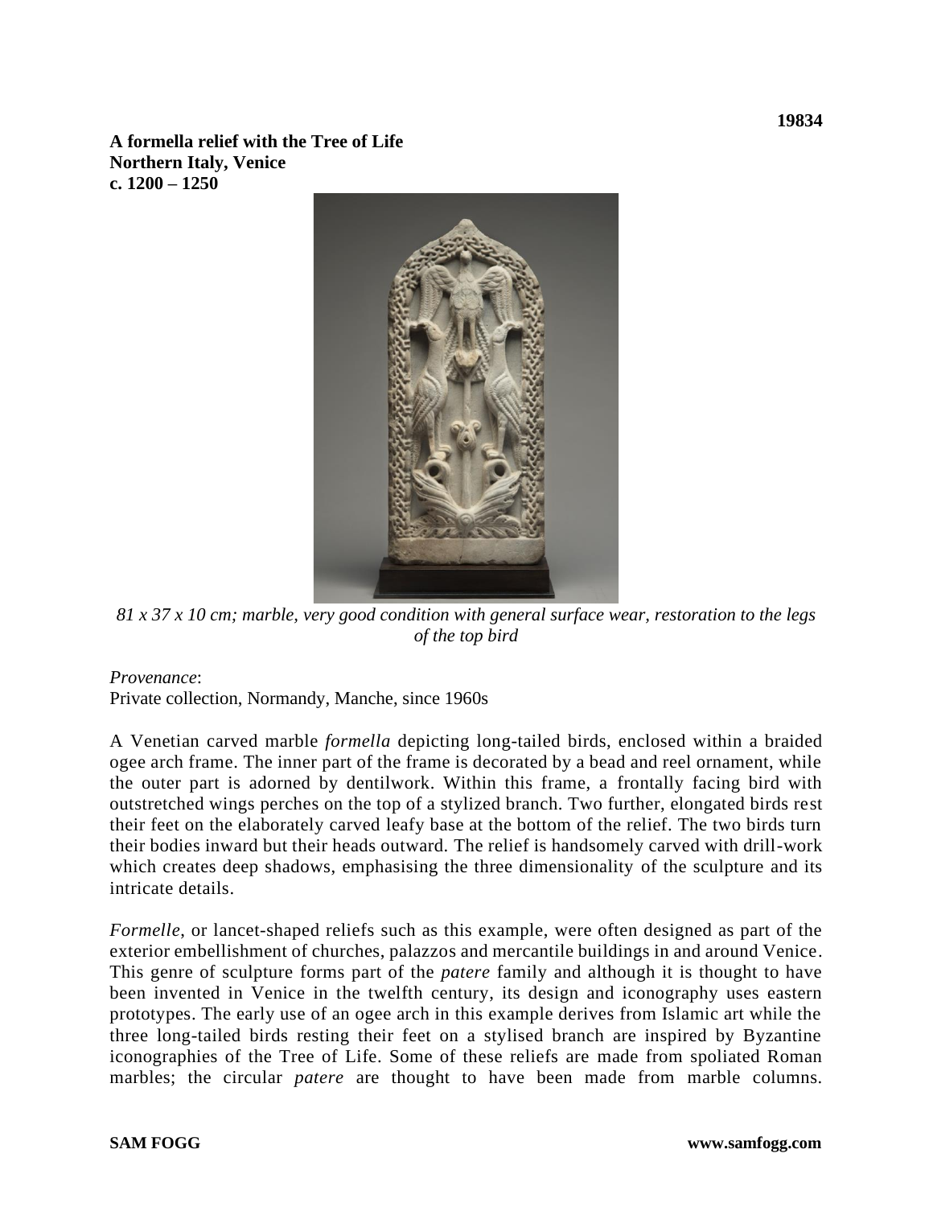19834

**A formella relief with the Tree of Life**
**Northern Italy, Venice**
**c. 1200 – 1250**

*81 x 37 x 10 cm; marble, very good condition with general surface wear, restoration to the legs of the top bird*

*Provenance*:
Private collection, Normandy, Manche, since 1960s

A Venetian carved marble *formella* depicting long-tailed birds, enclosed within a braided ogee arch frame. The inner part of the frame is decorated by a bead and reel ornament, while the outer part is adorned by dentilwork. Within this frame, a frontally facing bird with outstretched wings perches on the top of a stylized branch. Two further, elongated birds rest their feet on the elaborately carved leafy base at the bottom of the relief. The two birds turn their bodies inward but their heads outward. The relief is handsomely carved with drill-work which creates deep shadows, emphasising the three dimensionality of the sculpture and its intricate details.

*Formelle*, or lancet-shaped reliefs such as this example, were often designed as part of the exterior embellishment of churches, palazzos and mercantile buildings in and around Venice. This genre of sculpture forms part of the *patere* family and although it is thought to have been invented in Venice in the twelfth century, its design and iconography uses eastern prototypes. The early use of an ogee arch in this example derives from Islamic art while the three long-tailed birds resting their feet on a stylised branch are inspired by Byzantine iconographies of the Tree of Life. Some of these reliefs are made from spoliated Roman marbles; the circular *patere* are thought to have been made from marble columns.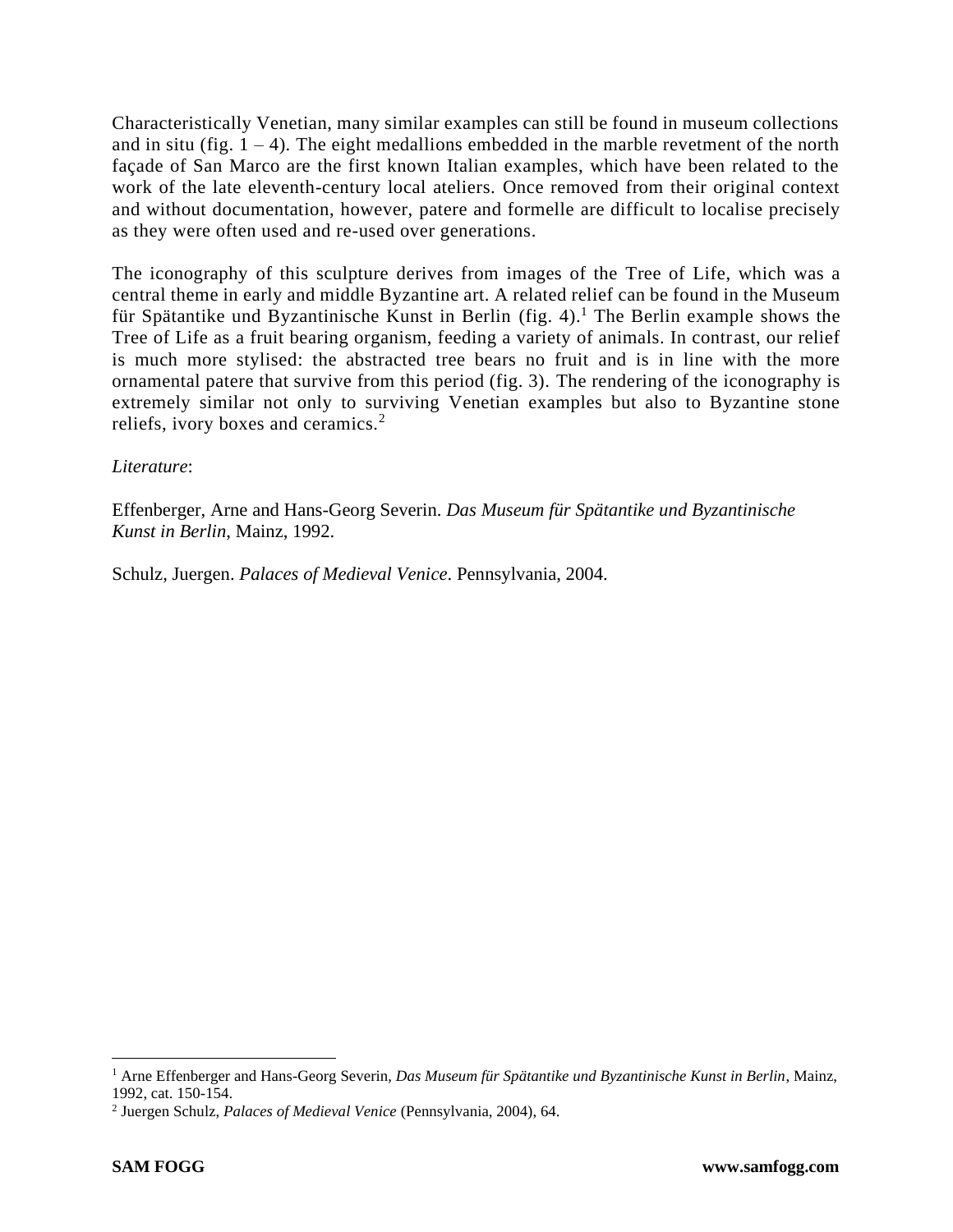Characteristically Venetian, many similar examples can still be found in museum collections and in situ (fig. 1 – 4). The eight medallions embedded in the marble revetment of the north façade of San Marco are the first known Italian examples, which have been related to the work of the late eleventh-century local ateliers. Once removed from their original context and without documentation, however, patere and formelle are difficult to localise precisely as they were often used and re-used over generations.

The iconography of this sculpture derives from images of the Tree of Life, which was a central theme in early and middle Byzantine art. A related relief can be found in the Museum für Spätantike und Byzantinische Kunst in Berlin (fig. 4).[1] The Berlin example shows the Tree of Life as a fruit bearing organism, feeding a variety of animals. In contrast, our relief is much more stylised: the abstracted tree bears no fruit and is in line with the more ornamental patere that survive from this period (fig. 3). The rendering of the iconography is extremely similar not only to surviving Venetian examples but also to Byzantine stone reliefs, ivory boxes and ceramics.[2]

*Literature*:

Effenberger, Arne and Hans-Georg Severin. *Das Museum für Spätantike und Byzantinische Kunst in Berlin*, Mainz, 1992.

Schulz, Juergen. *Palaces of Medieval Venice*. Pennsylvania, 2004.

---

[1] Arne Effenberger and Hans-Georg Severin, *Das Museum für Spätantike und Byzantinische Kunst in Berlin*, Mainz, 1992, cat. 150-154.

[2] Juergen Schulz, *Palaces of Medieval Venice* (Pennsylvania, 2004), 64.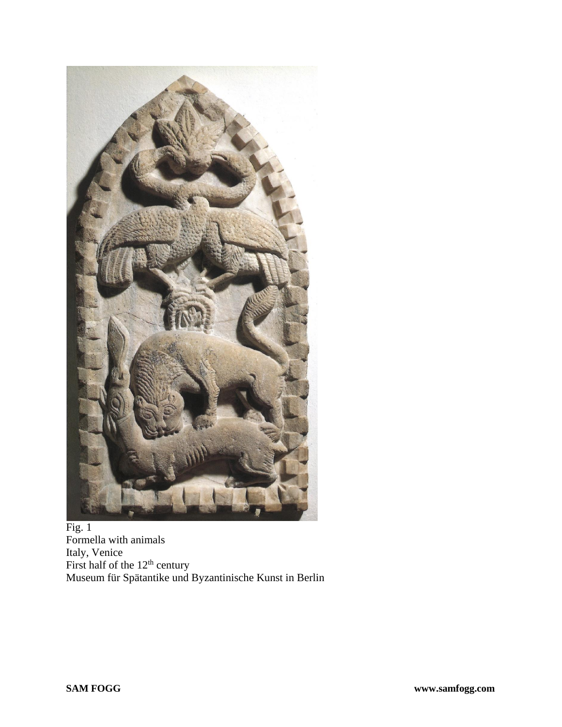Fig. 1
Formella with animals
Italy, Venice
First half of the 12th century
Museum für Spätantike und Byzantinische Kunst in Berlin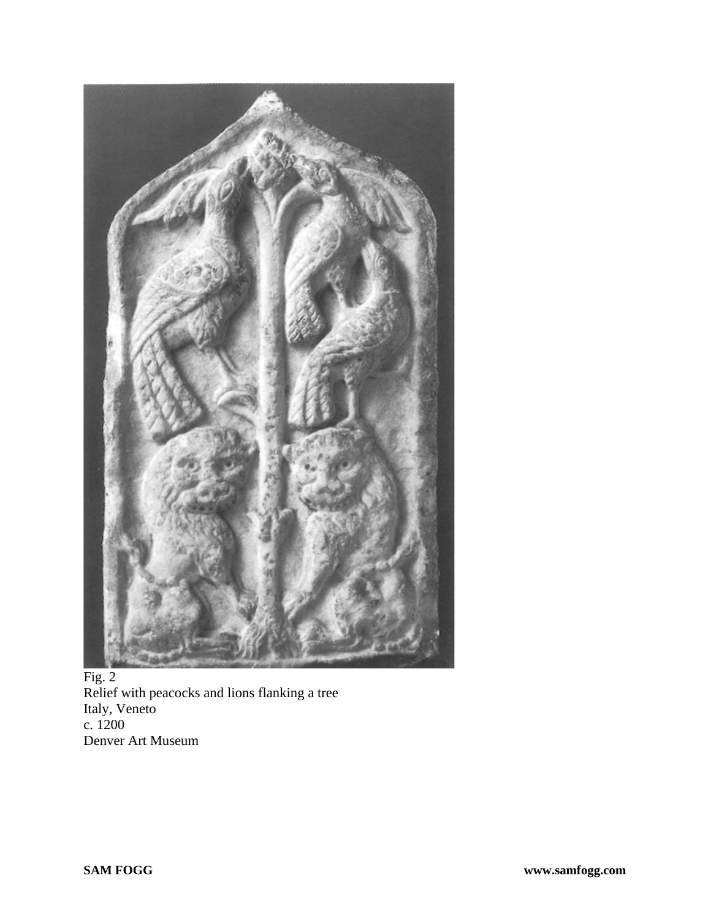Fig. 2
Relief with peacocks and lions flanking a tree
Italy, Veneto
c. 1200
Denver Art Museum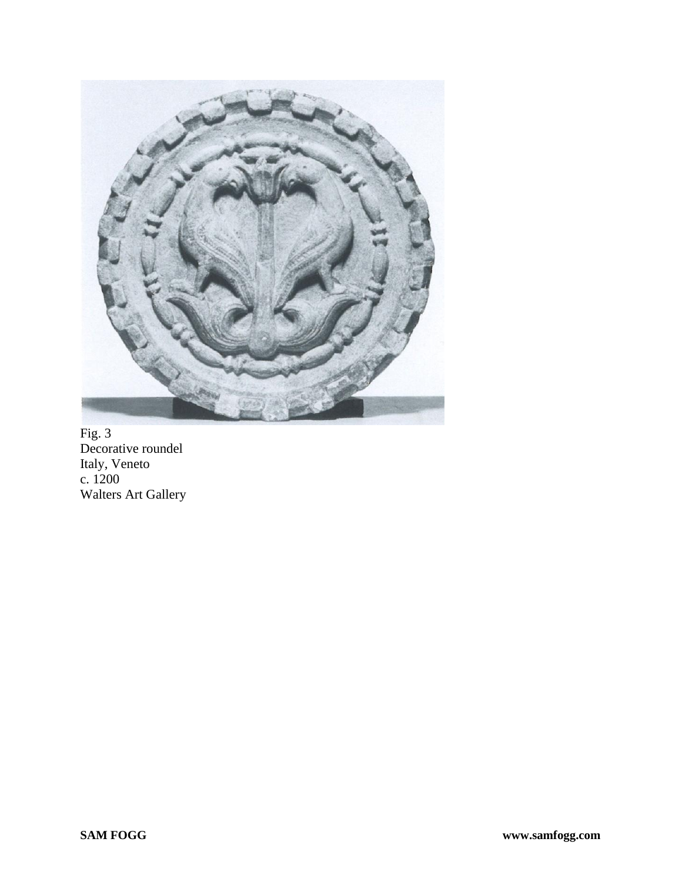Fig. 3
Decorative roundel
Italy, Veneto
c. 1200
Walters Art Gallery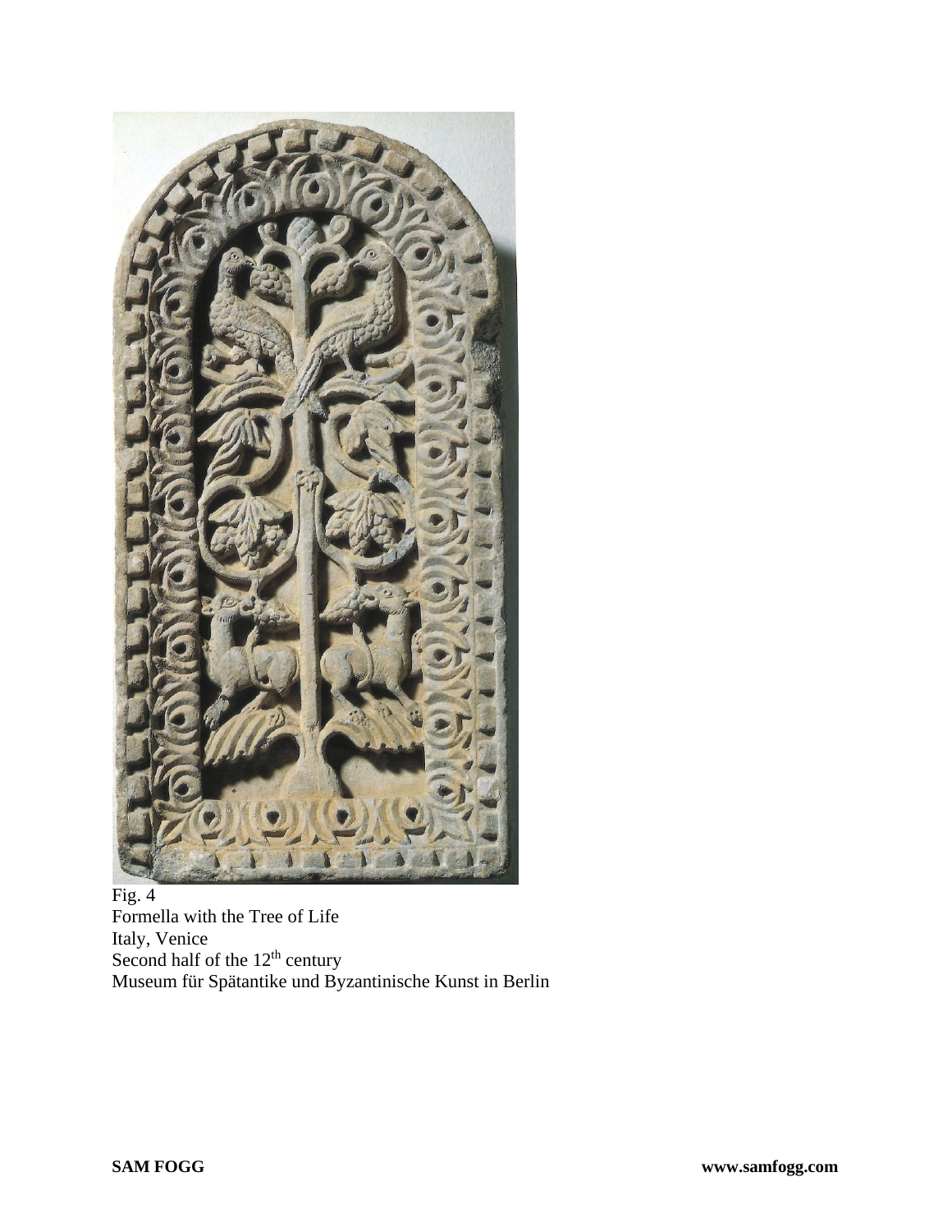Fig. 4
Formella with the Tree of Life
Italy, Venice
Second half of the 12th century
Museum für Spätantike und Byzantinische Kunst in Berlin